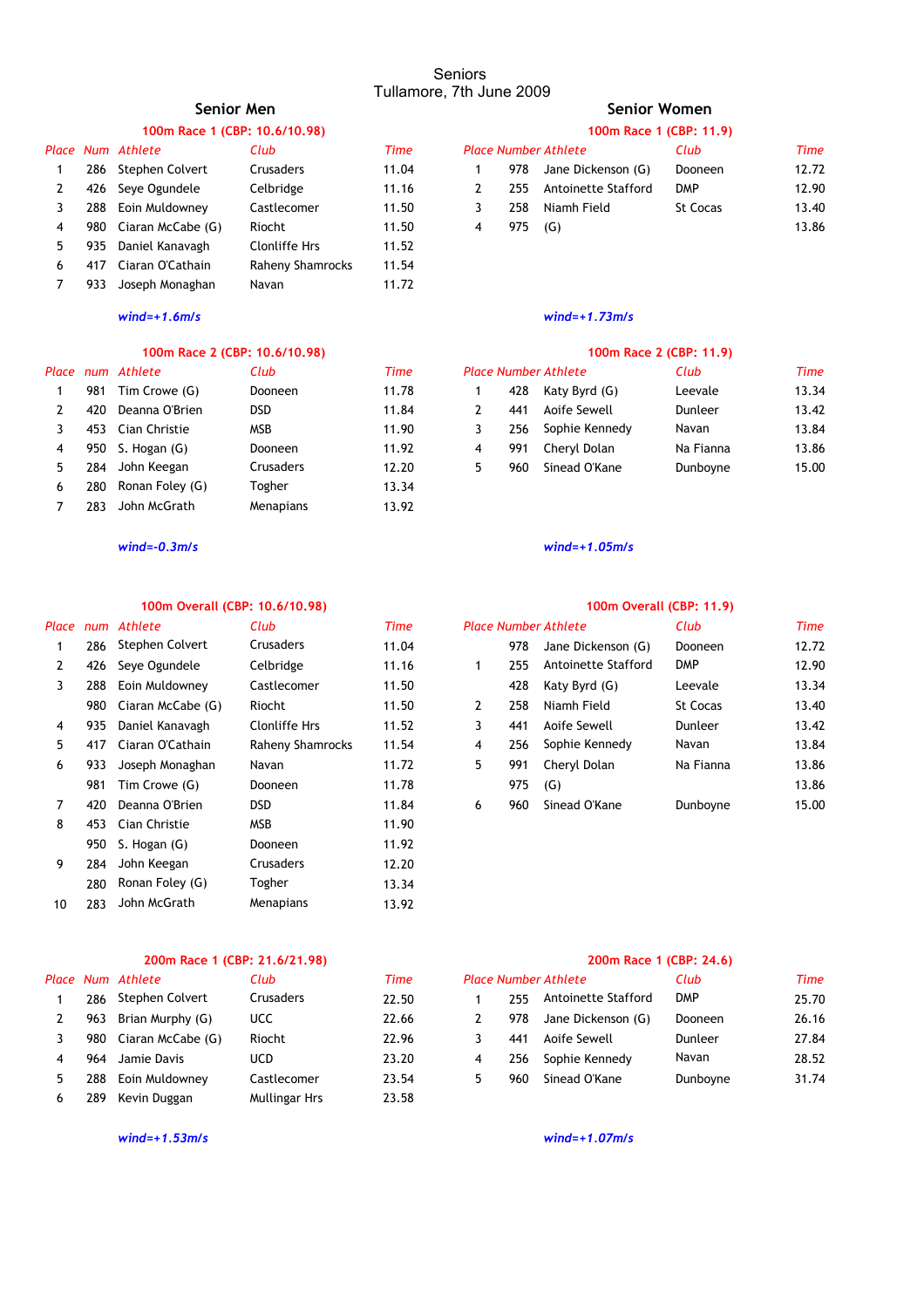# Seniors

Tullamore, 7th June 2009

## Senior Men

### 100m Race 1 (CBP: 10.6/10.98)

| Place | Num | Athlete | Club | Time |
|---|---|---|---|---|
| 1 | 286 | Stephen Colvert | Crusaders | 11.04 |
| 2 | 426 | Seye Ogundele | Celbridge | 11.16 |
| 3 | 288 | Eoin Muldowney | Castlecomer | 11.50 |
| 4 | 980 | Ciaran McCabe (G) | Riocht | 11.50 |
| 5 | 935 | Daniel Kanavagh | Clonliffe Hrs | 11.52 |
| 6 | 417 | Ciaran O'Cathain | Raheny Shamrocks | 11.54 |
| 7 | 933 | Joseph Monaghan | Navan | 11.72 |

*wind=+1.6m/s*

### 100m Race 2 (CBP: 10.6/10.98)

| Place | num | Athlete | Club | Time |
|---|---|---|---|---|
| 1 | 981 | Tim Crowe (G) | Dooneen | 11.78 |
| 2 | 420 | Deanna O'Brien | DSD | 11.84 |
| 3 | 453 | Cian Christie | MSB | 11.90 |
| 4 | 950 | S. Hogan (G) | Dooneen | 11.92 |
| 5 | 284 | John Keegan | Crusaders | 12.20 |
| 6 | 280 | Ronan Foley (G) | Togher | 13.34 |
| 7 | 283 | John McGrath | Menapians | 13.92 |

*wind=-0.3m/s*

### 100m Overall (CBP: 10.6/10.98)

| Place | num | Athlete | Club | Time |
|---|---|---|---|---|
| 1 | 286 | Stephen Colvert | Crusaders | 11.04 |
| 2 | 426 | Seye Ogundele | Celbridge | 11.16 |
| 3 | 288 | Eoin Muldowney | Castlecomer | 11.50 |
| | 980 | Ciaran McCabe (G) | Riocht | 11.50 |
| 4 | 935 | Daniel Kanavagh | Clonliffe Hrs | 11.52 |
| 5 | 417 | Ciaran O'Cathain | Raheny Shamrocks | 11.54 |
| 6 | 933 | Joseph Monaghan | Navan | 11.72 |
| | 981 | Tim Crowe (G) | Dooneen | 11.78 |
| 7 | 420 | Deanna O'Brien | DSD | 11.84 |
| 8 | 453 | Cian Christie | MSB | 11.90 |
| | 950 | S. Hogan (G) | Dooneen | 11.92 |
| 9 | 284 | John Keegan | Crusaders | 12.20 |
| | 280 | Ronan Foley (G) | Togher | 13.34 |
| 10 | 283 | John McGrath | Menapians | 13.92 |

### 200m Race 1 (CBP: 21.6/21.98)

| Place | Num | Athlete | Club | Time |
|---|---|---|---|---|
| 1 | 286 | Stephen Colvert | Crusaders | 22.50 |
| 2 | 963 | Brian Murphy (G) | UCC | 22.66 |
| 3 | 980 | Ciaran McCabe (G) | Riocht | 22.96 |
| 4 | 964 | Jamie Davis | UCD | 23.20 |
| 5 | 288 | Eoin Muldowney | Castlecomer | 23.54 |
| 6 | 289 | Kevin Duggan | Mullingar Hrs | 23.58 |

*wind=+1.53m/s*

## Senior Women

### 100m Race 1 (CBP: 11.9)

| Place | Number | Athlete | Club | Time |
|---|---|---|---|---|
| 1 | 978 | Jane Dickenson (G) | Dooneen | 12.72 |
| 2 | 255 | Antoinette Stafford | DMP | 12.90 |
| 3 | 258 | Niamh Field | St Cocas | 13.40 |
| 4 | 975 | (G) | | 13.86 |

*wind=+1.73m/s*

### 100m Race 2 (CBP: 11.9)

| Place | Number | Athlete | Club | Time |
|---|---|---|---|---|
| 1 | 428 | Katy Byrd (G) | Leevale | 13.34 |
| 2 | 441 | Aoife Sewell | Dunleer | 13.42 |
| 3 | 256 | Sophie Kennedy | Navan | 13.84 |
| 4 | 991 | Cheryl Dolan | Na Fianna | 13.86 |
| 5 | 960 | Sinead O'Kane | Dunboyne | 15.00 |

*wind=+1.05m/s*

### 100m Overall (CBP: 11.9)

| Place | Number | Athlete | Club | Time |
|---|---|---|---|---|
| | 978 | Jane Dickenson (G) | Dooneen | 12.72 |
| 1 | 255 | Antoinette Stafford | DMP | 12.90 |
| | 428 | Katy Byrd (G) | Leevale | 13.34 |
| 2 | 258 | Niamh Field | St Cocas | 13.40 |
| 3 | 441 | Aoife Sewell | Dunleer | 13.42 |
| 4 | 256 | Sophie Kennedy | Navan | 13.84 |
| 5 | 991 | Cheryl Dolan | Na Fianna | 13.86 |
| | 975 | (G) | | 13.86 |
| 6 | 960 | Sinead O'Kane | Dunboyne | 15.00 |

### 200m Race 1 (CBP: 24.6)

| Place | Number | Athlete | Club | Time |
|---|---|---|---|---|
| 1 | 255 | Antoinette Stafford | DMP | 25.70 |
| 2 | 978 | Jane Dickenson (G) | Dooneen | 26.16 |
| 3 | 441 | Aoife Sewell | Dunleer | 27.84 |
| 4 | 256 | Sophie Kennedy | Navan | 28.52 |
| 5 | 960 | Sinead O'Kane | Dunboyne | 31.74 |

*wind=+1.07m/s*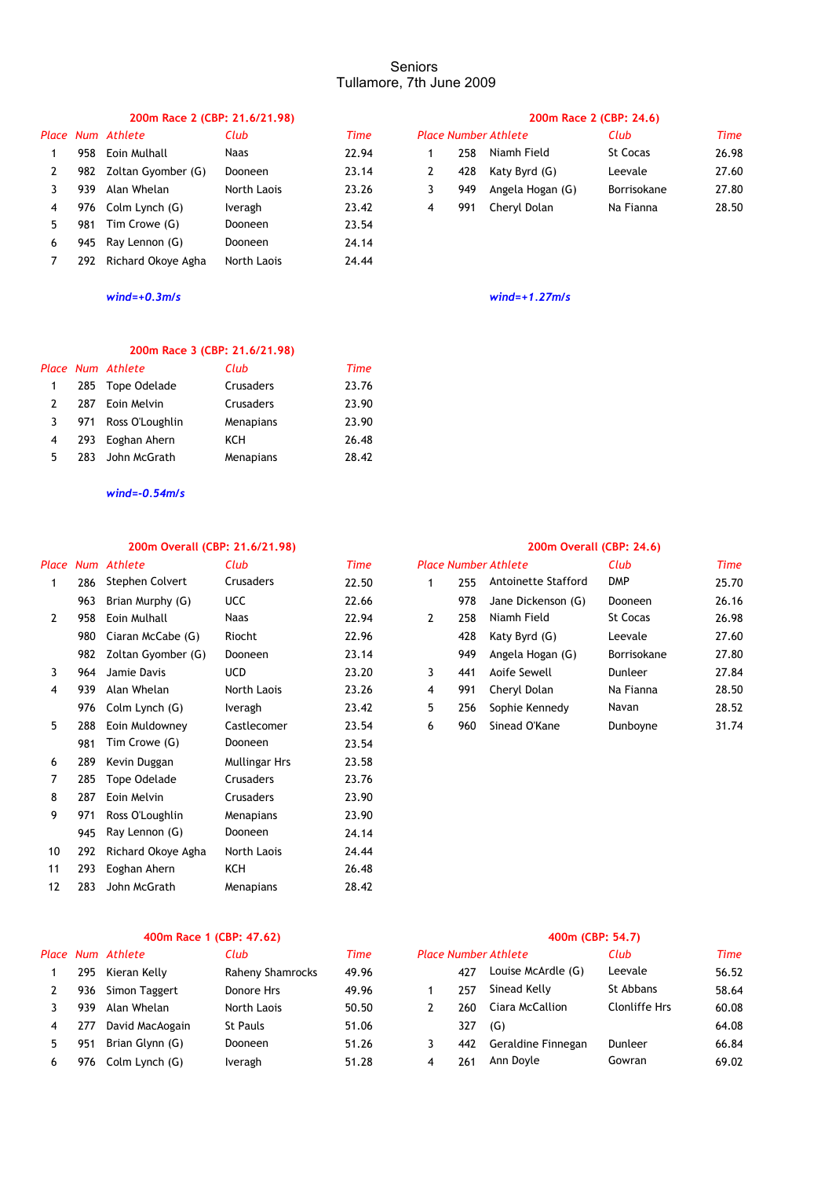# Seniors
Tullamore, 7th June 2009

### 200m Race 2 (CBP: 21.6/21.98)

| Place | Num | Athlete | Club | Time |
|---|---|---|---|---|
| 1 | 958 | Eoin Mulhall | Naas | 22.94 |
| 2 | 982 | Zoltan Gyomber (G) | Dooneen | 23.14 |
| 3 | 939 | Alan Whelan | North Laois | 23.26 |
| 4 | 976 | Colm Lynch (G) | Iveragh | 23.42 |
| 5 | 981 | Tim Crowe (G) | Dooneen | 23.54 |
| 6 | 945 | Ray Lennon (G) | Dooneen | 24.14 |
| 7 | 292 | Richard Okoye Agha | North Laois | 24.44 |

*wind=+0.3m/s*

### 200m Race 2 (CBP: 24.6)

| Place | Number | Athlete | Club | Time |
|---|---|---|---|---|
| 1 | 258 | Niamh Field | St Cocas | 26.98 |
| 2 | 428 | Katy Byrd (G) | Leevale | 27.60 |
| 3 | 949 | Angela Hogan (G) | Borrisokane | 27.80 |
| 4 | 991 | Cheryl Dolan | Na Fianna | 28.50 |

*wind=+1.27m/s*

### 200m Race 3 (CBP: 21.6/21.98)

| Place | Num | Athlete | Club | Time |
|---|---|---|---|---|
| 1 | 285 | Tope Odelade | Crusaders | 23.76 |
| 2 | 287 | Eoin Melvin | Crusaders | 23.90 |
| 3 | 971 | Ross O'Loughlin | Menapians | 23.90 |
| 4 | 293 | Eoghan Ahern | KCH | 26.48 |
| 5 | 283 | John McGrath | Menapians | 28.42 |

*wind=-0.54m/s*

### 200m Overall (CBP: 21.6/21.98)

| Place | Num | Athlete | Club | Time |
|---|---|---|---|---|
| 1 | 286 | Stephen Colvert | Crusaders | 22.50 |
| | 963 | Brian Murphy (G) | UCC | 22.66 |
| 2 | 958 | Eoin Mulhall | Naas | 22.94 |
| | 980 | Ciaran McCabe (G) | Riocht | 22.96 |
| | 982 | Zoltan Gyomber (G) | Dooneen | 23.14 |
| 3 | 964 | Jamie Davis | UCD | 23.20 |
| 4 | 939 | Alan Whelan | North Laois | 23.26 |
| | 976 | Colm Lynch (G) | Iveragh | 23.42 |
| 5 | 288 | Eoin Muldowney | Castlecomer | 23.54 |
| | 981 | Tim Crowe (G) | Dooneen | 23.54 |
| 6 | 289 | Kevin Duggan | Mullingar Hrs | 23.58 |
| 7 | 285 | Tope Odelade | Crusaders | 23.76 |
| 8 | 287 | Eoin Melvin | Crusaders | 23.90 |
| 9 | 971 | Ross O'Loughlin | Menapians | 23.90 |
| | 945 | Ray Lennon (G) | Dooneen | 24.14 |
| 10 | 292 | Richard Okoye Agha | North Laois | 24.44 |
| 11 | 293 | Eoghan Ahern | KCH | 26.48 |
| 12 | 283 | John McGrath | Menapians | 28.42 |

### 200m Overall (CBP: 24.6)

| Place | Number | Athlete | Club | Time |
|---|---|---|---|---|
| 1 | 255 | Antoinette Stafford | DMP | 25.70 |
| | 978 | Jane Dickenson (G) | Dooneen | 26.16 |
| 2 | 258 | Niamh Field | St Cocas | 26.98 |
| | 428 | Katy Byrd (G) | Leevale | 27.60 |
| | 949 | Angela Hogan (G) | Borrisokane | 27.80 |
| 3 | 441 | Aoife Sewell | Dunleer | 27.84 |
| 4 | 991 | Cheryl Dolan | Na Fianna | 28.50 |
| 5 | 256 | Sophie Kennedy | Navan | 28.52 |
| 6 | 960 | Sinead O'Kane | Dunboyne | 31.74 |

### 400m Race 1 (CBP: 47.62)

| Place | Num | Athlete | Club | Time |
|---|---|---|---|---|
| 1 | 295 | Kieran Kelly | Raheny Shamrocks | 49.96 |
| 2 | 936 | Simon Taggert | Donore Hrs | 49.96 |
| 3 | 939 | Alan Whelan | North Laois | 50.50 |
| 4 | 277 | David MacAogain | St Pauls | 51.06 |
| 5 | 951 | Brian Glynn (G) | Dooneen | 51.26 |
| 6 | 976 | Colm Lynch (G) | Iveragh | 51.28 |

### 400m (CBP: 54.7)

| Place | Number | Athlete | Club | Time |
|---|---|---|---|---|
| | 427 | Louise McArdle (G) | Leevale | 56.52 |
| 1 | 257 | Sinead Kelly | St Abbans | 58.64 |
| 2 | 260 | Ciara McCallion | Clonliffe Hrs | 60.08 |
| | 327 | (G) | | 64.08 |
| 3 | 442 | Geraldine Finnegan | Dunleer | 66.84 |
| 4 | 261 | Ann Doyle | Gowran | 69.02 |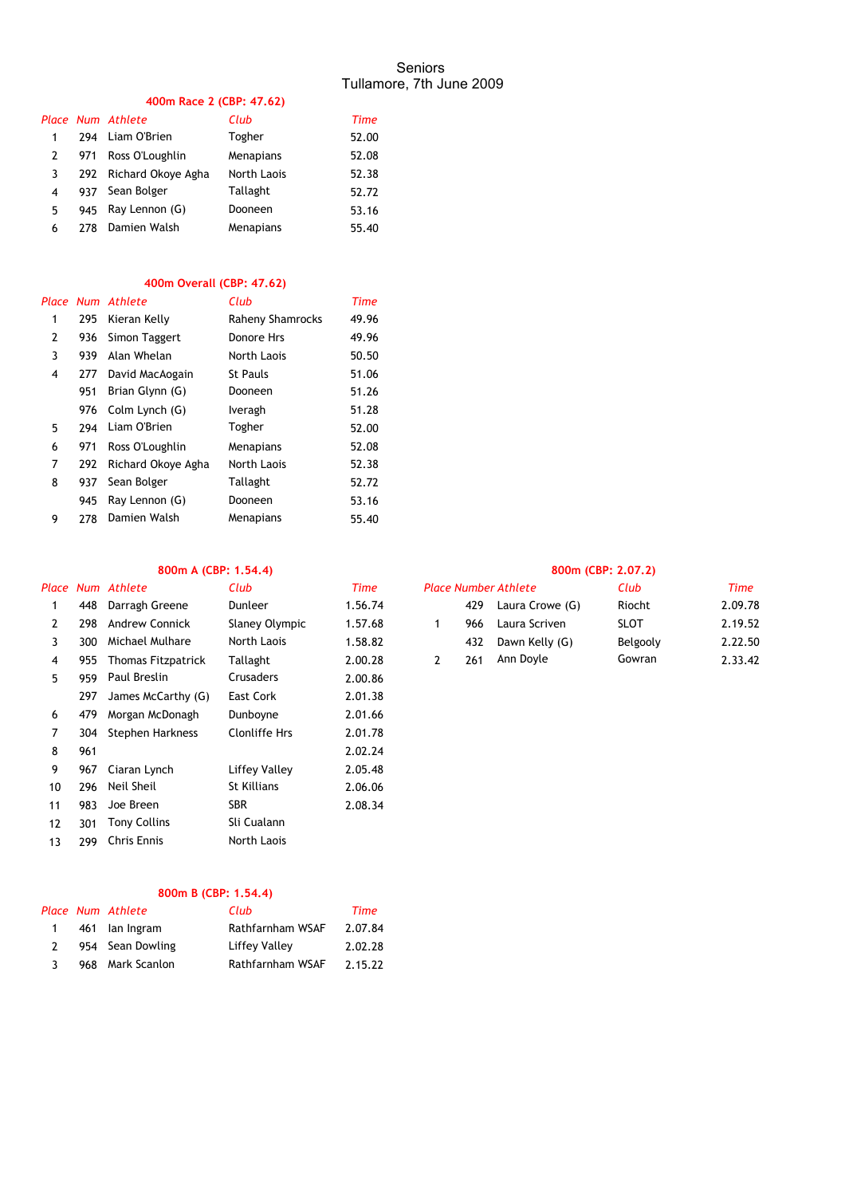Seniors
Tullamore, 7th June 2009

### 400m Race 2 (CBP: 47.62)

| Place | Num | Athlete | Club | Time |
|---|---|---|---|---|
| 1 | 294 | Liam O'Brien | Togher | 52.00 |
| 2 | 971 | Ross O'Loughlin | Menapians | 52.08 |
| 3 | 292 | Richard Okoye Agha | North Laois | 52.38 |
| 4 | 937 | Sean Bolger | Tallaght | 52.72 |
| 5 | 945 | Ray Lennon (G) | Dooneen | 53.16 |
| 6 | 278 | Damien Walsh | Menapians | 55.40 |

### 400m Overall (CBP: 47.62)

| Place | Num | Athlete | Club | Time |
|---|---|---|---|---|
| 1 | 295 | Kieran Kelly | Raheny Shamrocks | 49.96 |
| 2 | 936 | Simon Taggert | Donore Hrs | 49.96 |
| 3 | 939 | Alan Whelan | North Laois | 50.50 |
| 4 | 277 | David MacAogain | St Pauls | 51.06 |
| | 951 | Brian Glynn (G) | Dooneen | 51.26 |
| | 976 | Colm Lynch (G) | Iveragh | 51.28 |
| 5 | 294 | Liam O'Brien | Togher | 52.00 |
| 6 | 971 | Ross O'Loughlin | Menapians | 52.08 |
| 7 | 292 | Richard Okoye Agha | North Laois | 52.38 |
| 8 | 937 | Sean Bolger | Tallaght | 52.72 |
| | 945 | Ray Lennon (G) | Dooneen | 53.16 |
| 9 | 278 | Damien Walsh | Menapians | 55.40 |

### 800m A (CBP: 1.54.4)

| Place | Num | Athlete | Club | Time |
|---|---|---|---|---|
| 1 | 448 | Darragh Greene | Dunleer | 1.56.74 |
| 2 | 298 | Andrew Connick | Slaney Olympic | 1.57.68 |
| 3 | 300 | Michael Mulhare | North Laois | 1.58.82 |
| 4 | 955 | Thomas Fitzpatrick | Tallaght | 2.00.28 |
| 5 | 959 | Paul Breslin | Crusaders | 2.00.86 |
| | 297 | James McCarthy (G) | East Cork | 2.01.38 |
| 6 | 479 | Morgan McDonagh | Dunboyne | 2.01.66 |
| 7 | 304 | Stephen Harkness | Clonliffe Hrs | 2.01.78 |
| 8 | 961 | | | 2.02.24 |
| 9 | 967 | Ciaran Lynch | Liffey Valley | 2.05.48 |
| 10 | 296 | Neil Sheil | St Killians | 2.06.06 |
| 11 | 983 | Joe Breen | SBR | 2.08.34 |
| 12 | 301 | Tony Collins | Sli Cualann | |
| 13 | 299 | Chris Ennis | North Laois | |

### 800m (CBP: 2.07.2)

| Place | Number | Athlete | Club | Time |
|---|---|---|---|---|
| | 429 | Laura Crowe (G) | Riocht | 2.09.78 |
| 1 | 966 | Laura Scriven | SLOT | 2.19.52 |
| | 432 | Dawn Kelly (G) | Belgooly | 2.22.50 |
| 2 | 261 | Ann Doyle | Gowran | 2.33.42 |

### 800m B (CBP: 1.54.4)

| Place | Num | Athlete | Club | Time |
|---|---|---|---|---|
| 1 | 461 | Ian Ingram | Rathfarnham WSAF | 2.07.84 |
| 2 | 954 | Sean Dowling | Liffey Valley | 2.02.28 |
| 3 | 968 | Mark Scanlon | Rathfarnham WSAF | 2.15.22 |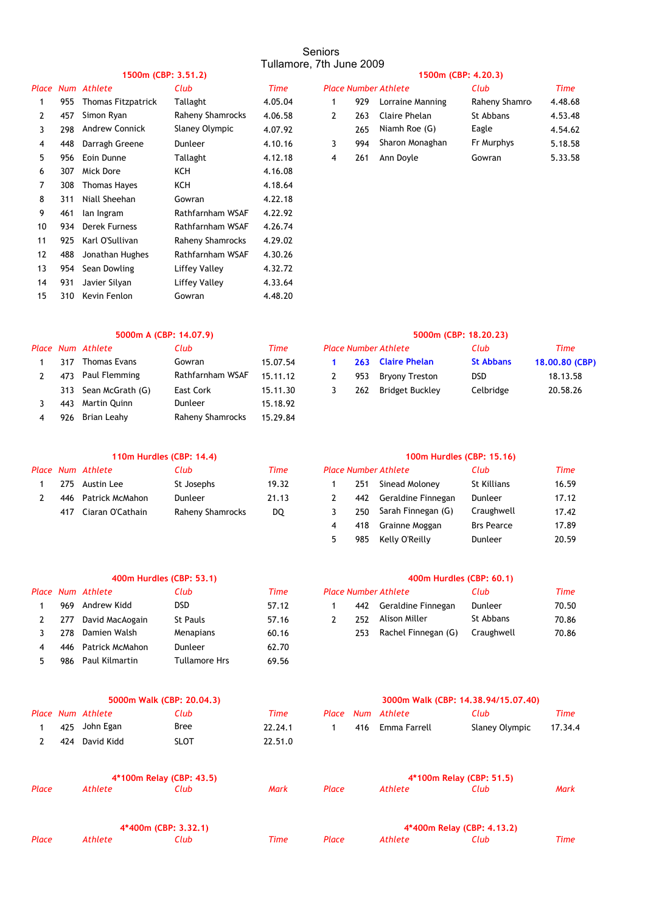# Seniors

Tullamore, 7th June 2009

### 1500m (CBP: 3.51.2)

| Place | Num | Athlete | Club | Time |
|---|---|---|---|---|
| 1 | 955 | Thomas Fitzpatrick | Tallaght | 4.05.04 |
| 2 | 457 | Simon Ryan | Raheny Shamrocks | 4.06.58 |
| 3 | 298 | Andrew Connick | Slaney Olympic | 4.07.92 |
| 4 | 448 | Darragh Greene | Dunleer | 4.10.16 |
| 5 | 956 | Eoin Dunne | Tallaght | 4.12.18 |
| 6 | 307 | Mick Dore | KCH | 4.16.08 |
| 7 | 308 | Thomas Hayes | KCH | 4.18.64 |
| 8 | 311 | Niall Sheehan | Gowran | 4.22.18 |
| 9 | 461 | Ian Ingram | Rathfarnham WSAF | 4.22.92 |
| 10 | 934 | Derek Furness | Rathfarnham WSAF | 4.26.74 |
| 11 | 925 | Karl O'Sullivan | Raheny Shamrocks | 4.29.02 |
| 12 | 488 | Jonathan Hughes | Rathfarnham WSAF | 4.30.26 |
| 13 | 954 | Sean Dowling | Liffey Valley | 4.32.72 |
| 14 | 931 | Javier Silyan | Liffey Valley | 4.33.64 |
| 15 | 310 | Kevin Fenlon | Gowran | 4.48.20 |

### 1500m (CBP: 4.20.3)

| Place | Number | Athlete | Club | Time |
|---|---|---|---|---|
| 1 | 929 | Lorraine Manning | Raheny Shamro | 4.48.68 |
| 2 | 263 | Claire Phelan | St Abbans | 4.53.48 |
| | 265 | Niamh Roe (G) | Eagle | 4.54.62 |
| 3 | 994 | Sharon Monaghan | Fr Murphys | 5.18.58 |
| 4 | 261 | Ann Doyle | Gowran | 5.33.58 |

### 5000m A (CBP: 14.07.9)

| Place | Num | Athlete | Club | Time |
|---|---|---|---|---|
| 1 | 317 | Thomas Evans | Gowran | 15.07.54 |
| 2 | 473 | Paul Flemming | Rathfarnham WSAF | 15.11.12 |
| | 313 | Sean McGrath (G) | East Cork | 15.11.30 |
| 3 | 443 | Martin Quinn | Dunleer | 15.18.92 |
| 4 | 926 | Brian Leahy | Raheny Shamrocks | 15.29.84 |

### 5000m (CBP: 18.20.23)

| Place | Number | Athlete | Club | Time |
|---|---|---|---|---|
| **1** | **263** | **Claire Phelan** | **St Abbans** | **18.00.80 (CBP)** |
| 2 | 953 | Bryony Treston | DSD | 18.13.58 |
| 3 | 262 | Bridget Buckley | Celbridge | 20.58.26 |

### 110m Hurdles (CBP: 14.4)

| Place | Num | Athlete | Club | Time |
|---|---|---|---|---|
| 1 | 275 | Austin Lee | St Josephs | 19.32 |
| 2 | 446 | Patrick McMahon | Dunleer | 21.13 |
| | 417 | Ciaran O'Cathain | Raheny Shamrocks | DQ |

### 100m Hurdles (CBP: 15.16)

| Place | Number | Athlete | Club | Time |
|---|---|---|---|---|
| 1 | 251 | Sinead Moloney | St Killians | 16.59 |
| 2 | 442 | Geraldine Finnegan | Dunleer | 17.12 |
| 3 | 250 | Sarah Finnegan (G) | Craughwell | 17.42 |
| 4 | 418 | Grainne Moggan | Brs Pearce | 17.89 |
| 5 | 985 | Kelly O'Reilly | Dunleer | 20.59 |

### 400m Hurdles (CBP: 53.1)

| Place | Num | Athlete | Club | Time |
|---|---|---|---|---|
| 1 | 969 | Andrew Kidd | DSD | 57.12 |
| 2 | 277 | David MacAogain | St Pauls | 57.16 |
| 3 | 278 | Damien Walsh | Menapians | 60.16 |
| 4 | 446 | Patrick McMahon | Dunleer | 62.70 |
| 5 | 986 | Paul Kilmartin | Tullamore Hrs | 69.56 |

### 400m Hurdles (CBP: 60.1)

| Place | Number | Athlete | Club | Time |
|---|---|---|---|---|
| 1 | 442 | Geraldine Finnegan | Dunleer | 70.50 |
| 2 | 252 | Alison Miller | St Abbans | 70.86 |
| | 253 | Rachel Finnegan (G) | Craughwell | 70.86 |

### 5000m Walk (CBP: 20.04.3)

| Place | Num | Athlete | Club | Time |
|---|---|---|---|---|
| 1 | 425 | John Egan | Bree | 22.24.1 |
| 2 | 424 | David Kidd | SLOT | 22.51.0 |

### 3000m Walk (CBP: 14.38.94/15.07.40)

| Place | Num | Athlete | Club | Time |
|---|---|---|---|---|
| 1 | 416 | Emma Farrell | Slaney Olympic | 17.34.4 |

### 4*100m Relay (CBP: 43.5)

| Place | Athlete | Club | Mark |
|---|---|---|---|

### 4*100m Relay (CBP: 51.5)

| Place | Athlete | Club | Mark |
|---|---|---|---|

### 4*400m (CBP: 3.32.1)

| Place | Athlete | Club | Time |
|---|---|---|---|

### 4*400m Relay (CBP: 4.13.2)

| Place | Athlete | Club | Time |
|---|---|---|---|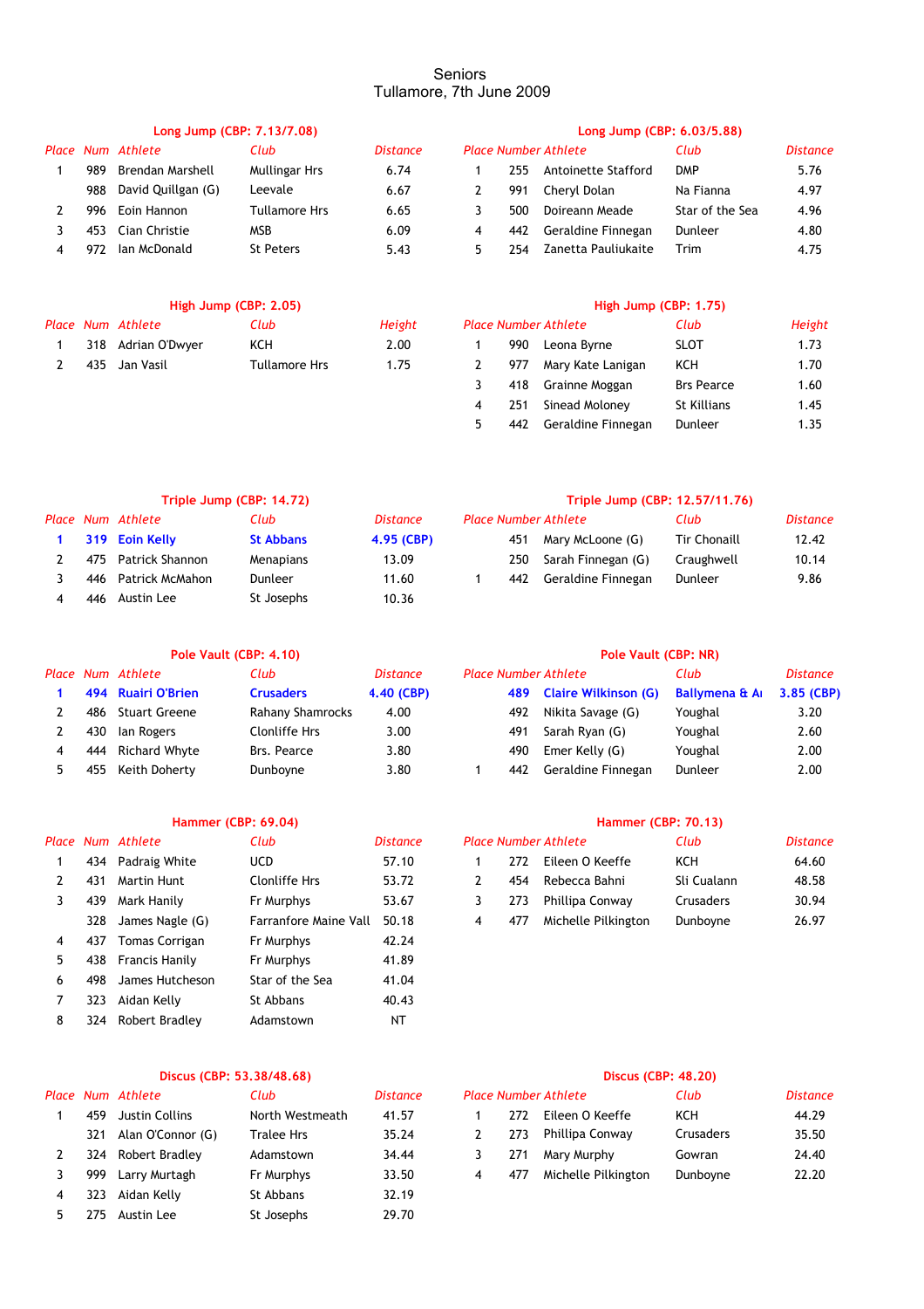# Seniors

Tullamore, 7th June 2009

### Long Jump (CBP: 7.13/7.08)

| Place | Num | Athlete | Club | Distance |
|---|---|---|---|---|
| 1 | 989 | Brendan Marshell | Mullingar Hrs | 6.74 |
| | 988 | David Quillgan (G) | Leevale | 6.67 |
| 2 | 996 | Eoin Hannon | Tullamore Hrs | 6.65 |
| 3 | 453 | Cian Christie | MSB | 6.09 |
| 4 | 972 | Ian McDonald | St Peters | 5.43 |

### Long Jump (CBP: 6.03/5.88)

| Place | Number | Athlete | Club | Distance |
|---|---|---|---|---|
| 1 | 255 | Antoinette Stafford | DMP | 5.76 |
| 2 | 991 | Cheryl Dolan | Na Fianna | 4.97 |
| 3 | 500 | Doireann Meade | Star of the Sea | 4.96 |
| 4 | 442 | Geraldine Finnegan | Dunleer | 4.80 |
| 5 | 254 | Zanetta Pauliukaite | Trim | 4.75 |

### High Jump (CBP: 2.05)

| Place | Num | Athlete | Club | Height |
|---|---|---|---|---|
| 1 | 318 | Adrian O'Dwyer | KCH | 2.00 |
| 2 | 435 | Jan Vasil | Tullamore Hrs | 1.75 |

### High Jump (CBP: 1.75)

| Place | Number | Athlete | Club | Height |
|---|---|---|---|---|
| 1 | 990 | Leona Byrne | SLOT | 1.73 |
| 2 | 977 | Mary Kate Lanigan | KCH | 1.70 |
| 3 | 418 | Grainne Moggan | Brs Pearce | 1.60 |
| 4 | 251 | Sinead Moloney | St Killians | 1.45 |
| 5 | 442 | Geraldine Finnegan | Dunleer | 1.35 |

### Triple Jump (CBP: 14.72)

| Place | Num | Athlete | Club | Distance |
|---|---|---|---|---|
| **1** | **319** | **Eoin Kelly** | **St Abbans** | **4.95 (CBP)** |
| 2 | 475 | Patrick Shannon | Menapians | 13.09 |
| 3 | 446 | Patrick McMahon | Dunleer | 11.60 |
| 4 | 446 | Austin Lee | St Josephs | 10.36 |

### Triple Jump (CBP: 12.57/11.76)

| Place | Number | Athlete | Club | Distance |
|---|---|---|---|---|
| | 451 | Mary McLoone (G) | Tir Chonaill | 12.42 |
| | 250 | Sarah Finnegan (G) | Craughwell | 10.14 |
| 1 | 442 | Geraldine Finnegan | Dunleer | 9.86 |

### Pole Vault (CBP: 4.10)

| Place | Num | Athlete | Club | Distance |
|---|---|---|---|---|
| **1** | **494** | **Ruairi O'Brien** | **Crusaders** | **4.40 (CBP)** |
| 2 | 486 | Stuart Greene | Rahany Shamrocks | 4.00 |
| 2 | 430 | Ian Rogers | Clonliffe Hrs | 3.00 |
| 4 | 444 | Richard Whyte | Brs. Pearce | 3.80 |
| 5 | 455 | Keith Doherty | Dunboyne | 3.80 |

### Pole Vault (CBP: NR)

| Place | Number | Athlete | Club | Distance |
|---|---|---|---|---|
| | **489** | **Claire Wilkinson (G)** | **Ballymena & A** | **3.85 (CBP)** |
| | 492 | Nikita Savage (G) | Youghal | 3.20 |
| | 491 | Sarah Ryan (G) | Youghal | 2.60 |
| | 490 | Emer Kelly (G) | Youghal | 2.00 |
| 1 | 442 | Geraldine Finnegan | Dunleer | 2.00 |

### Hammer (CBP: 69.04)

| Place | Num | Athlete | Club | Distance |
|---|---|---|---|---|
| 1 | 434 | Padraig White | UCD | 57.10 |
| 2 | 431 | Martin Hunt | Clonliffe Hrs | 53.72 |
| 3 | 439 | Mark Hanily | Fr Murphys | 53.67 |
| | 328 | James Nagle (G) | Farranfore Maine Vall | 50.18 |
| 4 | 437 | Tomas Corrigan | Fr Murphys | 42.24 |
| 5 | 438 | Francis Hanily | Fr Murphys | 41.89 |
| 6 | 498 | James Hutcheson | Star of the Sea | 41.04 |
| 7 | 323 | Aidan Kelly | St Abbans | 40.43 |
| 8 | 324 | Robert Bradley | Adamstown | NT |

### Hammer (CBP: 70.13)

| Place | Number | Athlete | Club | Distance |
|---|---|---|---|---|
| 1 | 272 | Eileen O Keeffe | KCH | 64.60 |
| 2 | 454 | Rebecca Bahni | Sli Cualann | 48.58 |
| 3 | 273 | Phillipa Conway | Crusaders | 30.94 |
| 4 | 477 | Michelle Pilkington | Dunboyne | 26.97 |

### Discus (CBP: 53.38/48.68)

| Place | Num | Athlete | Club | Distance |
|---|---|---|---|---|
| 1 | 459 | Justin Collins | North Westmeath | 41.57 |
| | 321 | Alan O'Connor (G) | Tralee Hrs | 35.24 |
| 2 | 324 | Robert Bradley | Adamstown | 34.44 |
| 3 | 999 | Larry Murtagh | Fr Murphys | 33.50 |
| 4 | 323 | Aidan Kelly | St Abbans | 32.19 |
| 5 | 275 | Austin Lee | St Josephs | 29.70 |

### Discus (CBP: 48.20)

| Place | Number | Athlete | Club | Distance |
|---|---|---|---|---|
| 1 | 272 | Eileen O Keeffe | KCH | 44.29 |
| 2 | 273 | Phillipa Conway | Crusaders | 35.50 |
| 3 | 271 | Mary Murphy | Gowran | 24.40 |
| 4 | 477 | Michelle Pilkington | Dunboyne | 22.20 |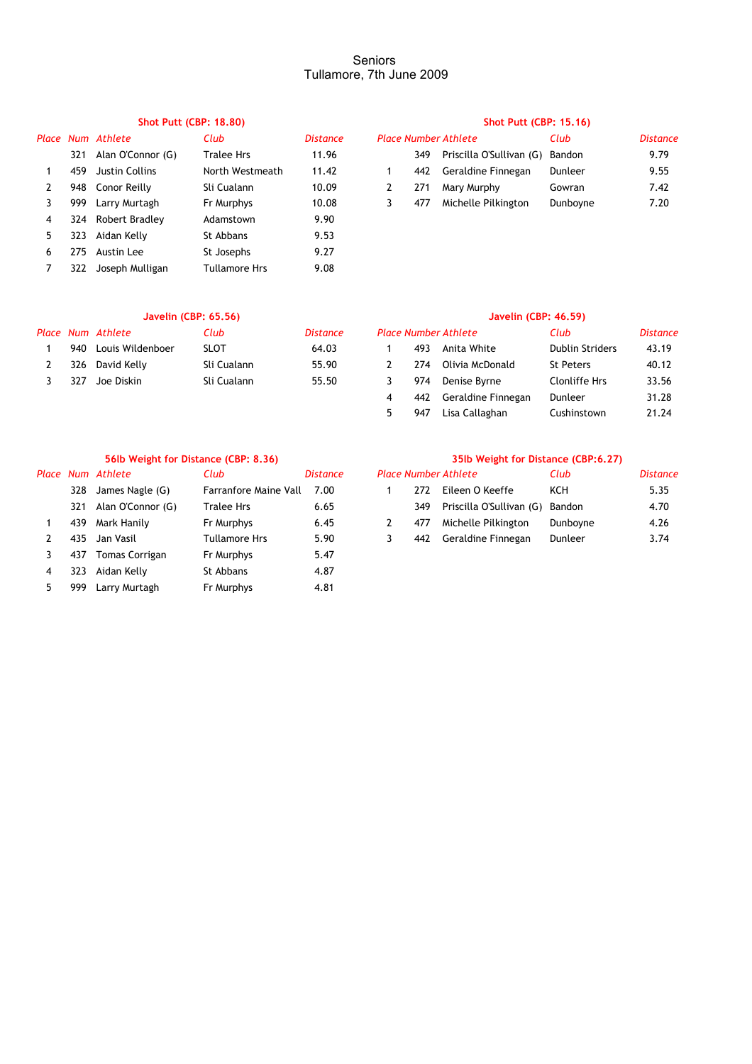Seniors
Tullamore, 7th June 2009

### Shot Putt (CBP: 18.80)

| Place | Num | Athlete | Club | Distance |
|---|---|---|---|---|
| | 321 | Alan O'Connor (G) | Tralee Hrs | 11.96 |
| 1 | 459 | Justin Collins | North Westmeath | 11.42 |
| 2 | 948 | Conor Reilly | Sli Cualann | 10.09 |
| 3 | 999 | Larry Murtagh | Fr Murphys | 10.08 |
| 4 | 324 | Robert Bradley | Adamstown | 9.90 |
| 5 | 323 | Aidan Kelly | St Abbans | 9.53 |
| 6 | 275 | Austin Lee | St Josephs | 9.27 |
| 7 | 322 | Joseph Mulligan | Tullamore Hrs | 9.08 |

### Shot Putt (CBP: 15.16)

| Place | Number | Athlete | Club | Distance |
|---|---|---|---|---|
| | 349 | Priscilla O'Sullivan (G) | Bandon | 9.79 |
| 1 | 442 | Geraldine Finnegan | Dunleer | 9.55 |
| 2 | 271 | Mary Murphy | Gowran | 7.42 |
| 3 | 477 | Michelle Pilkington | Dunboyne | 7.20 |

### Javelin (CBP: 65.56)

| Place | Num | Athlete | Club | Distance |
|---|---|---|---|---|
| 1 | 940 | Louis Wildenboer | SLOT | 64.03 |
| 2 | 326 | David Kelly | Sli Cualann | 55.90 |
| 3 | 327 | Joe Diskin | Sli Cualann | 55.50 |

### Javelin (CBP: 46.59)

| Place | Number | Athlete | Club | Distance |
|---|---|---|---|---|
| 1 | 493 | Anita White | Dublin Striders | 43.19 |
| 2 | 274 | Olivia McDonald | St Peters | 40.12 |
| 3 | 974 | Denise Byrne | Clonliffe Hrs | 33.56 |
| 4 | 442 | Geraldine Finnegan | Dunleer | 31.28 |
| 5 | 947 | Lisa Callaghan | Cushinstown | 21.24 |

### 56lb Weight for Distance (CBP: 8.36)

| Place | Num | Athlete | Club | Distance |
|---|---|---|---|---|
| | 328 | James Nagle (G) | Farranfore Maine Vall | 7.00 |
| | 321 | Alan O'Connor (G) | Tralee Hrs | 6.65 |
| 1 | 439 | Mark Hanily | Fr Murphys | 6.45 |
| 2 | 435 | Jan Vasil | Tullamore Hrs | 5.90 |
| 3 | 437 | Tomas Corrigan | Fr Murphys | 5.47 |
| 4 | 323 | Aidan Kelly | St Abbans | 4.87 |
| 5 | 999 | Larry Murtagh | Fr Murphys | 4.81 |

### 35lb Weight for Distance (CBP:6.27)

| Place | Number | Athlete | Club | Distance |
|---|---|---|---|---|
| 1 | 272 | Eileen O Keeffe | KCH | 5.35 |
| | 349 | Priscilla O'Sullivan (G) | Bandon | 4.70 |
| 2 | 477 | Michelle Pilkington | Dunboyne | 4.26 |
| 3 | 442 | Geraldine Finnegan | Dunleer | 3.74 |